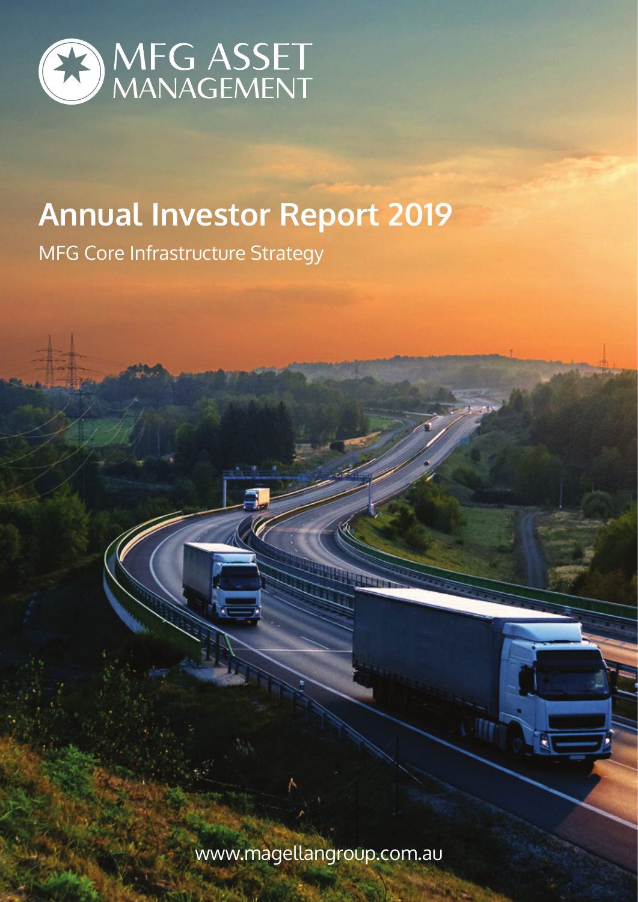MFG ASSET MANAGEMENT

# Annual Investor Report 2019

MFG Core Infrastructure Strategy

www.magellangroup.com.au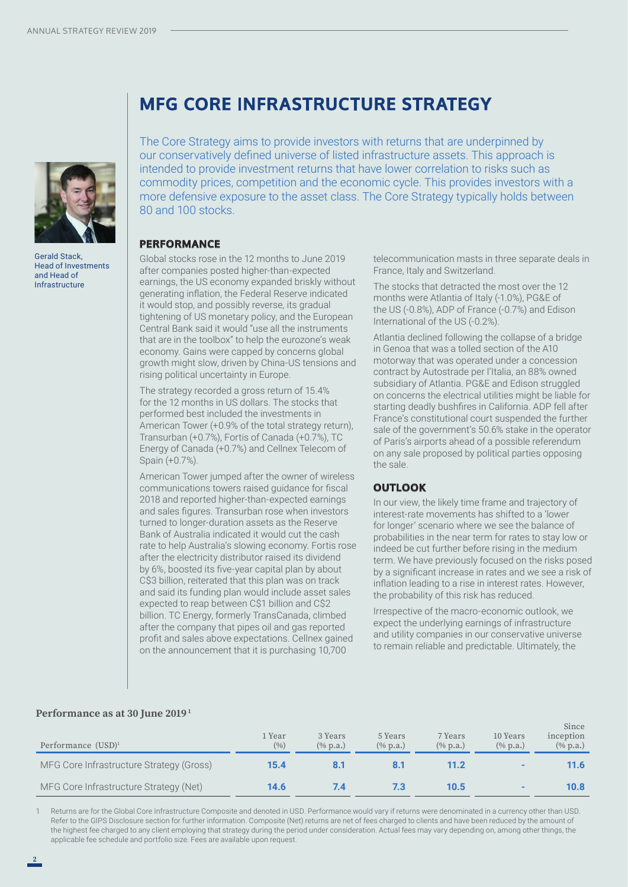# MFG CORE INFRASTRUCTURE STRATEGY

Gerald Stack, Head of Investments and Head of Infrastructure

The Core Strategy aims to provide investors with returns that are underpinned by our conservatively defined universe of listed infrastructure assets. This approach is intended to provide investment returns that have lower correlation to risks such as commodity prices, competition and the economic cycle. This provides investors with a more defensive exposure to the asset class. The Core Strategy typically holds between 80 and 100 stocks.

## PERFORMANCE

Global stocks rose in the 12 months to June 2019 after companies posted higher-than-expected earnings, the US economy expanded briskly without generating inflation, the Federal Reserve indicated it would stop, and possibly reverse, its gradual tightening of US monetary policy, and the European Central Bank said it would "use all the instruments that are in the toolbox" to help the eurozone's weak economy. Gains were capped by concerns global growth might slow, driven by China-US tensions and rising political uncertainty in Europe.

The strategy recorded a gross return of 15.4% for the 12 months in US dollars. The stocks that performed best included the investments in American Tower (+0.9% of the total strategy return), Transurban (+0.7%), Fortis of Canada (+0.7%), TC Energy of Canada (+0.7%) and Cellnex Telecom of Spain (+0.7%).

American Tower jumped after the owner of wireless communications towers raised guidance for fiscal 2018 and reported higher-than-expected earnings and sales figures. Transurban rose when investors turned to longer-duration assets as the Reserve Bank of Australia indicated it would cut the cash rate to help Australia's slowing economy. Fortis rose after the electricity distributor raised its dividend by 6%, boosted its five-year capital plan by about C$3 billion, reiterated that this plan was on track and said its funding plan would include asset sales expected to reap between C$1 billion and C$2 billion. TC Energy, formerly TransCanada, climbed after the company that pipes oil and gas reported profit and sales above expectations. Cellnex gained on the announcement that it is purchasing 10,700 telecommunication masts in three separate deals in France, Italy and Switzerland.

The stocks that detracted the most over the 12 months were Atlantia of Italy (-1.0%), PG&E of the US (-0.8%), ADP of France (-0.7%) and Edison International of the US (-0.2%).

Atlantia declined following the collapse of a bridge in Genoa that was a tolled section of the A10 motorway that was operated under a concession contract by Autostrade per l'Italia, an 88% owned subsidiary of Atlantia. PG&E and Edison struggled on concerns the electrical utilities might be liable for starting deadly bushfires in California. ADP fell after France's constitutional court suspended the further sale of the government's 50.6% stake in the operator of Paris's airports ahead of a possible referendum on any sale proposed by political parties opposing the sale.

## OUTLOOK

In our view, the likely time frame and trajectory of interest-rate movements has shifted to a 'lower for longer' scenario where we see the balance of probabilities in the near term for rates to stay low or indeed be cut further before rising in the medium term. We have previously focused on the risks posed by a significant increase in rates and we see a risk of inflation leading to a rise in interest rates. However, the probability of this risk has reduced.

Irrespective of the macro-economic outlook, we expect the underlying earnings of infrastructure and utility companies in our conservative universe to remain reliable and predictable. Ultimately, the

**Performance as at 30 June 2019** [1]

| Performance (USD)[1] | 1 Year (%) | 3 Years (% p.a.) | 5 Years (% p.a.) | 7 Years (% p.a.) | 10 Years (% p.a.) | Since inception (% p.a.) |
|---|---|---|---|---|---|---|
| MFG Core Infrastructure Strategy (Gross) | 15.4 | 8.1 | 8.1 | 11.2 | - | 11.6 |
| MFG Core Infrastructure Strategy (Net) | 14.6 | 7.4 | 7.3 | 10.5 | - | 10.8 |

1 Returns are for the Global Core Infrastructure Composite and denoted in USD. Performance would vary if returns were denominated in a currency other than USD. Refer to the GIPS Disclosure section for further information. Composite (Net) returns are net of fees charged to clients and have been reduced by the amount of the highest fee charged to any client employing that strategy during the period under consideration. Actual fees may vary depending on, among other things, the applicable fee schedule and portfolio size. Fees are available upon request.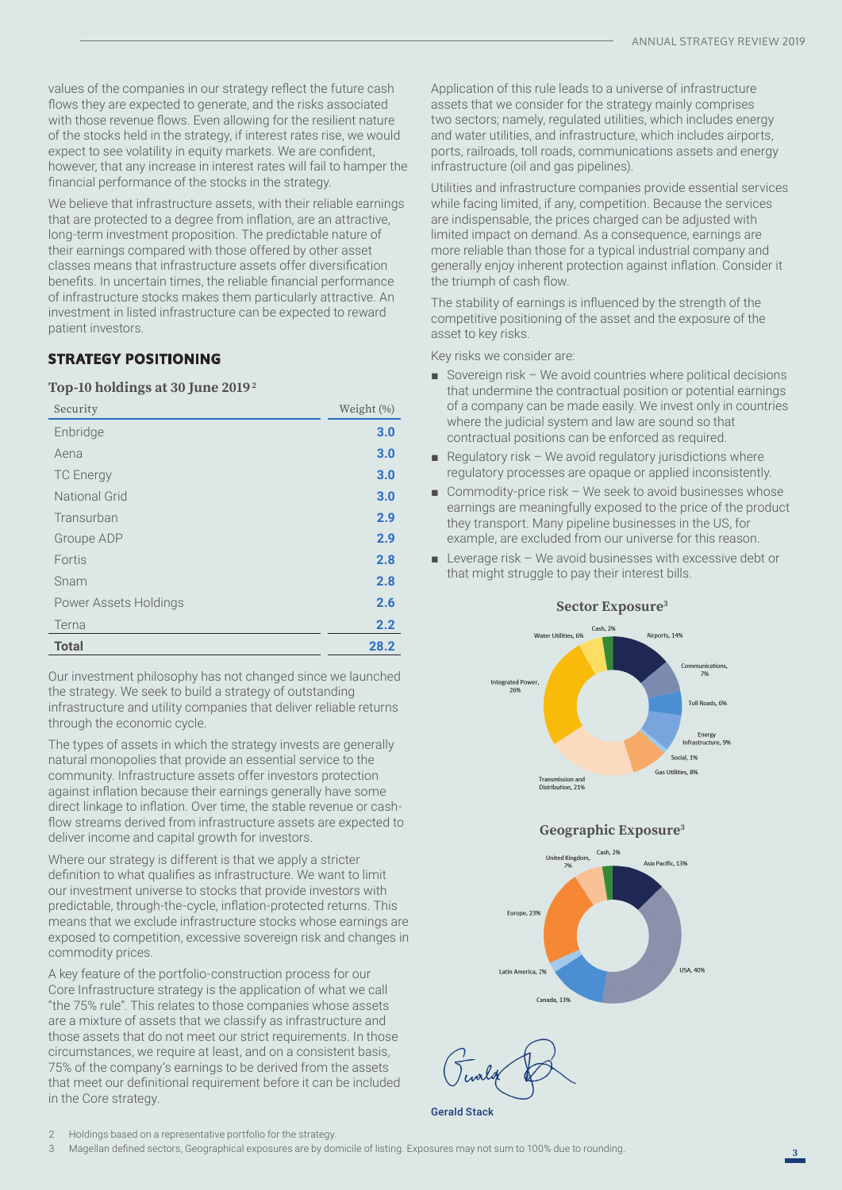values of the companies in our strategy reflect the future cash flows they are expected to generate, and the risks associated with those revenue flows. Even allowing for the resilient nature of the stocks held in the strategy, if interest rates rise, we would expect to see volatility in equity markets. We are confident, however, that any increase in interest rates will fail to hamper the financial performance of the stocks in the strategy.

We believe that infrastructure assets, with their reliable earnings that are protected to a degree from inflation, are an attractive, long-term investment proposition. The predictable nature of their earnings compared with those offered by other asset classes means that infrastructure assets offer diversification benefits. In uncertain times, the reliable financial performance of infrastructure stocks makes them particularly attractive. An investment in listed infrastructure can be expected to reward patient investors.

## STRATEGY POSITIONING

### Top-10 holdings at 30 June 2019[2]

| Security | Weight (%) |
|---|---|
| Enbridge | 3.0 |
| Aena | 3.0 |
| TC Energy | 3.0 |
| National Grid | 3.0 |
| Transurban | 2.9 |
| Groupe ADP | 2.9 |
| Fortis | 2.8 |
| Snam | 2.8 |
| Power Assets Holdings | 2.6 |
| Terna | 2.2 |
| **Total** | **28.2** |

Our investment philosophy has not changed since we launched the strategy. We seek to build a strategy of outstanding infrastructure and utility companies that deliver reliable returns through the economic cycle.

The types of assets in which the strategy invests are generally natural monopolies that provide an essential service to the community. Infrastructure assets offer investors protection against inflation because their earnings generally have some direct linkage to inflation. Over time, the stable revenue or cash-flow streams derived from infrastructure assets are expected to deliver income and capital growth for investors.

Where our strategy is different is that we apply a stricter definition to what qualifies as infrastructure. We want to limit our investment universe to stocks that provide investors with predictable, through-the-cycle, inflation-protected returns. This means that we exclude infrastructure stocks whose earnings are exposed to competition, excessive sovereign risk and changes in commodity prices.

A key feature of the portfolio-construction process for our Core Infrastructure strategy is the application of what we call "the 75% rule". This relates to those companies whose assets are a mixture of assets that we classify as infrastructure and those assets that do not meet our strict requirements. In those circumstances, we require at least, and on a consistent basis, 75% of the company's earnings to be derived from the assets that meet our definitional requirement before it can be included in the Core strategy.

Application of this rule leads to a universe of infrastructure assets that we consider for the strategy mainly comprises two sectors; namely, regulated utilities, which includes energy and water utilities, and infrastructure, which includes airports, ports, railroads, toll roads, communications assets and energy infrastructure (oil and gas pipelines).

Utilities and infrastructure companies provide essential services while facing limited, if any, competition. Because the services are indispensable, the prices charged can be adjusted with limited impact on demand. As a consequence, earnings are more reliable than those for a typical industrial company and generally enjoy inherent protection against inflation. Consider it the triumph of cash flow.

The stability of earnings is influenced by the strength of the competitive positioning of the asset and the exposure of the asset to key risks.

Key risks we consider are:

- Sovereign risk – We avoid countries where political decisions that undermine the contractual position or potential earnings of a company can be made easily. We invest only in countries where the judicial system and law are sound so that contractual positions can be enforced as required.
- Regulatory risk – We avoid regulatory jurisdictions where regulatory processes are opaque or applied inconsistently.
- Commodity-price risk – We seek to avoid businesses whose earnings are meaningfully exposed to the price of the product they transport. Many pipeline businesses in the US, for example, are excluded from our universe for this reason.
- Leverage risk – We avoid businesses with excessive debt or that might struggle to pay their interest bills.

**Sector Exposure[3]**

Cash, 2%; Airports, 14%; Communications, 7%; Toll Roads, 6%; Energy Infrastructure, 9%; Social, 1%; Gas Utilities, 8%; Transmission and Distribution, 21%; Integrated Power, 26%; Water Utilities, 6%

**Geographic Exposure[3]**

Cash, 2%; Asia Pacific, 13%; USA, 40%; Canada, 13%; Latin America, 2%; Europe, 23%; United Kingdom, 7%

Gerald Stack

2 Holdings based on a representative portfolio for the strategy.

3 Magellan defined sectors, Geographical exposures are by domicile of listing. Exposures may not sum to 100% due to rounding.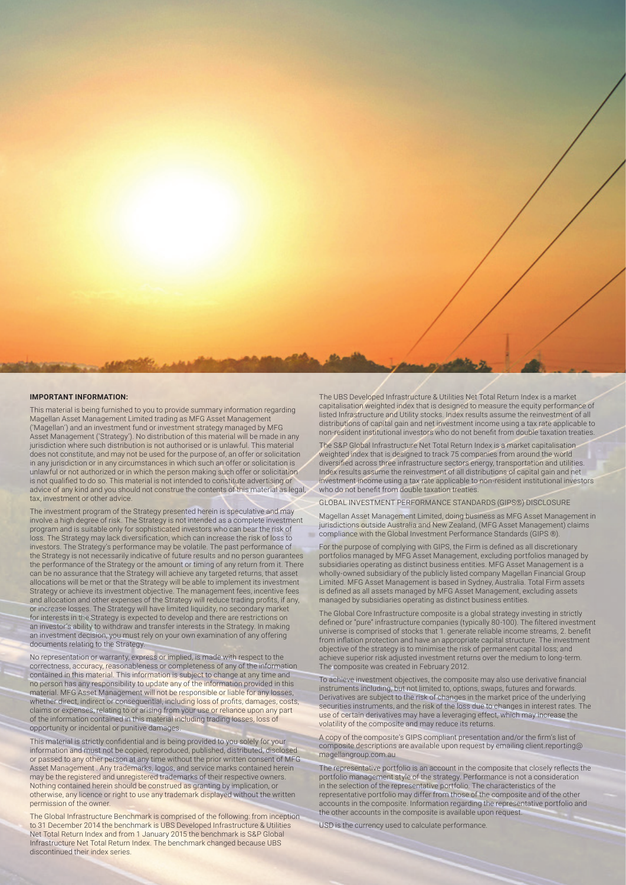**IMPORTANT INFORMATION:**

This material is being furnished to you to provide summary information regarding Magellan Asset Management Limited trading as MFG Asset Management ('Magellan') and an investment fund or investment strategy managed by MFG Asset Management ('Strategy'). No distribution of this material will be made in any jurisdiction where such distribution is not authorised or is unlawful. This material does not constitute, and may not be used for the purpose of, an offer or solicitation in any jurisdiction or in any circumstances in which such an offer or solicitation is unlawful or not authorized or in which the person making such offer or solicitation is not qualified to do so. This material is not intended to constitute advertising or advice of any kind and you should not construe the contents of this material as legal, tax, investment or other advice.

The investment program of the Strategy presented herein is speculative and may involve a high degree of risk. The Strategy is not intended as a complete investment program and is suitable only for sophisticated investors who can bear the risk of loss. The Strategy may lack diversification, which can increase the risk of loss to investors. The Strategy's performance may be volatile. The past performance of the Strategy is not necessarily indicative of future results and no person guarantees the performance of the Strategy or the amount or timing of any return from it. There can be no assurance that the Strategy will achieve any targeted returns, that asset allocations will be met or that the Strategy will be able to implement its investment Strategy or achieve its investment objective. The management fees, incentive fees and allocation and other expenses of the Strategy will reduce trading profits, if any, or increase losses. The Strategy will have limited liquidity, no secondary market for interests in the Strategy is expected to develop and there are restrictions on an investor's ability to withdraw and transfer interests in the Strategy. In making an investment decision, you must rely on your own examination of any offering documents relating to the Strategy.

No representation or warranty, express or implied, is made with respect to the correctness, accuracy, reasonableness or completeness of any of the information contained in this material. This information is subject to change at any time and no person has any responsibility to update any of the information provided in this material. MFG Asset Management will not be responsible or liable for any losses, whether direct, indirect or consequential, including loss of profits, damages, costs, claims or expenses, relating to or arising from your use or reliance upon any part of the information contained in this material including trading losses, loss of opportunity or incidental or punitive damages.

This material is strictly confidential and is being provided to you solely for your information and must not be copied, reproduced, published, distributed, disclosed or passed to any other person at any time without the prior written consent of MFG Asset Management . Any trademarks, logos, and service marks contained herein may be the registered and unregistered trademarks of their respective owners. Nothing contained herein should be construed as granting by implication, or otherwise, any licence or right to use any trademark displayed without the written permission of the owner.

The Global Infrastructure Benchmark is comprised of the following: from inception to 31 December 2014 the benchmark is UBS Developed Infrastructure & Utilities Net Total Return Index and from 1 January 2015 the benchmark is S&P Global Infrastructure Net Total Return Index. The benchmark changed because UBS discontinued their index series.

The UBS Developed Infrastructure & Utilities Net Total Return Index is a market capitalisation weighted index that is designed to measure the equity performance of listed Infrastructure and Utility stocks. Index results assume the reinvestment of all distributions of capital gain and net investment income using a tax rate applicable to non-resident institutional investors who do not benefit from double taxation treaties.

The S&P Global Infrastructure Net Total Return Index is a market capitalisation weighted index that is designed to track 75 companies from around the world diversified across three infrastructure sectors energy, transportation and utilities. Index results assume the reinvestment of all distributions of capital gain and net investment income using a tax rate applicable to non-resident institutional investors who do not benefit from double taxation treaties.

GLOBAL INVESTMENT PERFORMANCE STANDARDS (GIPS®) DISCLOSURE

Magellan Asset Management Limited, doing business as MFG Asset Management in jurisdictions outside Australia and New Zealand, (MFG Asset Management) claims compliance with the Global Investment Performance Standards (GIPS ®).

For the purpose of complying with GIPS, the Firm is defined as all discretionary portfolios managed by MFG Asset Management, excluding portfolios managed by subsidiaries operating as distinct business entities. MFG Asset Management is a wholly-owned subsidiary of the publicly listed company Magellan Financial Group Limited. MFG Asset Management is based in Sydney, Australia. Total Firm assets is defined as all assets managed by MFG Asset Management, excluding assets managed by subsidiaries operating as distinct business entities.

The Global Core Infrastructure composite is a global strategy investing in strictly defined or "pure" infrastructure companies (typically 80-100). The filtered investment universe is comprised of stocks that 1. generate reliable income streams, 2. benefit from inflation protection and have an appropriate capital structure. The investment objective of the strategy is to minimise the risk of permanent capital loss; and achieve superior risk adjusted investment returns over the medium to long-term. The composite was created in February 2012.

To achieve investment objectives, the composite may also use derivative financial instruments including, but not limited to, options, swaps, futures and forwards. Derivatives are subject to the risk of changes in the market price of the underlying securities instruments, and the risk of the loss due to changes in interest rates. The use of certain derivatives may have a leveraging effect, which may increase the volatility of the composite and may reduce its returns.

A copy of the composite's GIPS compliant presentation and/or the firm's list of composite descriptions are available upon request by emailing client.reporting@magellangroup.com.au

The representative portfolio is an account in the composite that closely reflects the portfolio management style of the strategy. Performance is not a consideration in the selection of the representative portfolio. The characteristics of the representative portfolio may differ from those of the composite and of the other accounts in the composite. Information regarding the representative portfolio and the other accounts in the composite is available upon request.

USD is the currency used to calculate performance.